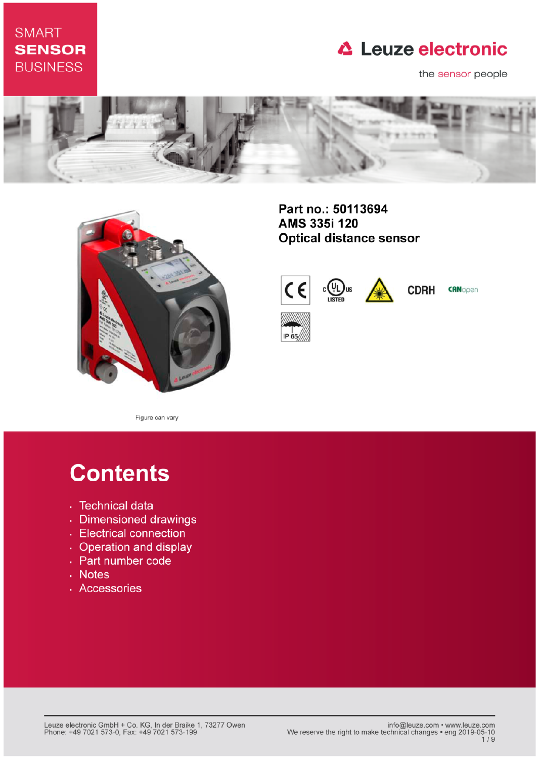SMART
**SENSOR**
BUSINESS

Leuze electronic

the sensor people

**Part no.: 50113694**
**AMS 335i 120**
**Optical distance sensor**

CDRH

IP 65

Figure can vary

# Contents

- Technical data
- Dimensioned drawings
- Electrical connection
- Operation and display
- Part number code
- Notes
- Accessories

Leuze electronic GmbH + Co. KG, In der Braike 1, 73277 Owen
Phone: +49 7021 573-0, Fax: +49 7021 573-199

info@leuze.com • www.leuze.com
We reserve the right to make technical changes • eng 2019-05-10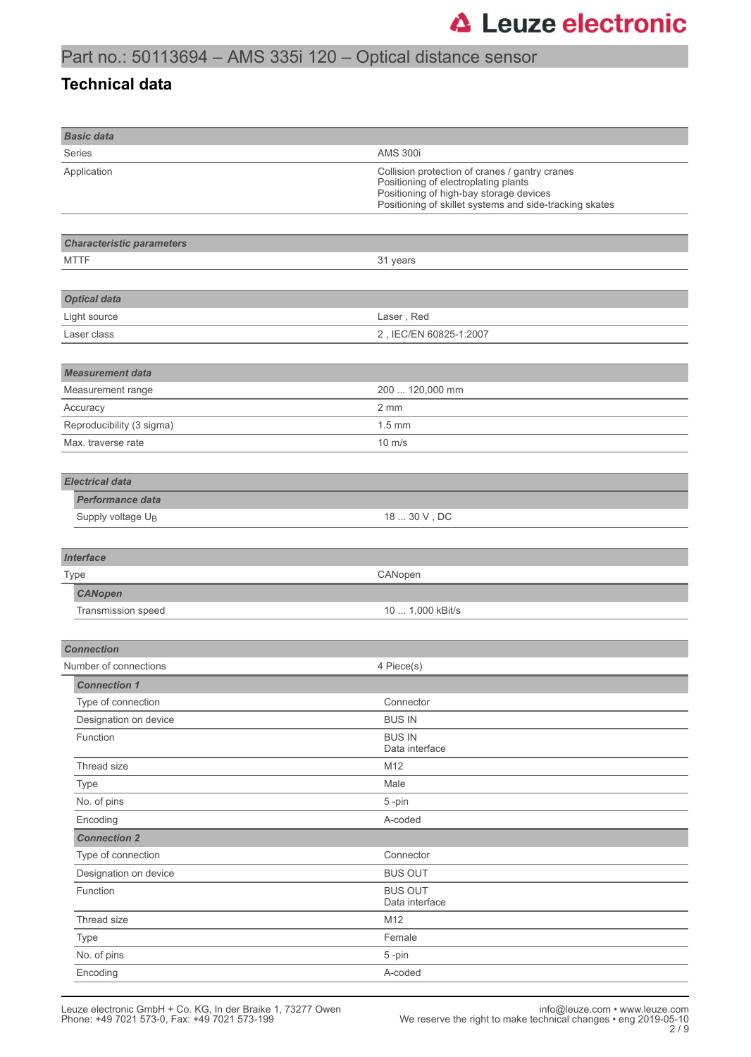Part no.: 50113694 – AMS 335i 120 – Optical distance sensor

## Technical data

| ***Basic data*** | |
|---|---|
| Series | AMS 300i |
| Application | Collision protection of cranes / gantry cranes<br>Positioning of electroplating plants<br>Positioning of high-bay storage devices<br>Positioning of skillet systems and side-tracking skates |

| ***Characteristic parameters*** | |
|---|---|
| MTTF | 31 years |

| ***Optical data*** | |
|---|---|
| Light source | Laser , Red |
| Laser class | 2 , IEC/EN 60825-1:2007 |

| ***Measurement data*** | |
|---|---|
| Measurement range | 200 ... 120,000 mm |
| Accuracy | 2 mm |
| Reproducibility (3 sigma) | 1.5 mm |
| Max. traverse rate | 10 m/s |

| ***Electrical data*** | |
|---|---|
| ***Performance data*** | |
| Supply voltage $U_B$ | 18 ... 30 V , DC |

| ***Interface*** | |
|---|---|
| Type | CANopen |
| ***CANopen*** | |
| Transmission speed | 10 ... 1,000 kBit/s |

| ***Connection*** | |
|---|---|
| Number of connections | 4 Piece(s) |
| ***Connection 1*** | |
| Type of connection | Connector |
| Designation on device | BUS IN |
| Function | BUS IN<br>Data interface |
| Thread size | M12 |
| Type | Male |
| No. of pins | 5 -pin |
| Encoding | A-coded |
| ***Connection 2*** | |
| Type of connection | Connector |
| Designation on device | BUS OUT |
| Function | BUS OUT<br>Data interface |
| Thread size | M12 |
| Type | Female |
| No. of pins | 5 -pin |
| Encoding | A-coded |

Leuze electronic GmbH + Co. KG, In der Braike 1, 73277 Owen
Phone: +49 7021 573-0, Fax: +49 7021 573-199

info@leuze.com • www.leuze.com
We reserve the right to make technical changes • eng 2019-05-10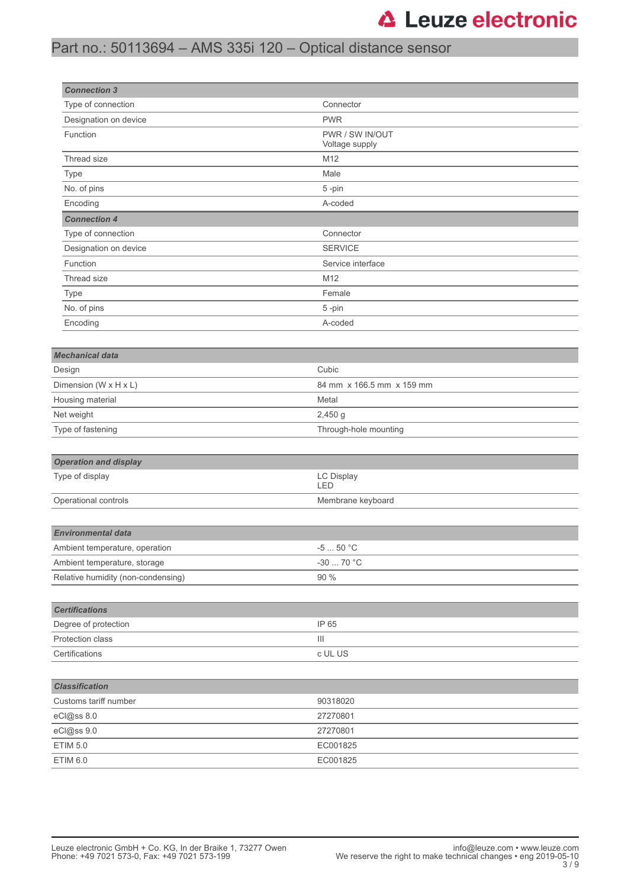| *Connection 3* | |
|---|---|
| Type of connection | Connector |
| Designation on device | PWR |
| Function | PWR / SW IN/OUT<br>Voltage supply |
| Thread size | M12 |
| Type | Male |
| No. of pins | 5 -pin |
| Encoding | A-coded |
| ***Connection 4*** | |
| Type of connection | Connector |
| Designation on device | SERVICE |
| Function | Service interface |
| Thread size | M12 |
| Type | Female |
| No. of pins | 5 -pin |
| Encoding | A-coded |

| ***Mechanical data*** | |
|---|---|
| Design | Cubic |
| Dimension (W x H x L) | 84 mm x 166.5 mm x 159 mm |
| Housing material | Metal |
| Net weight | 2,450 g |
| Type of fastening | Through-hole mounting |

| ***Operation and display*** | |
|---|---|
| Type of display | LC Display<br>LED |
| Operational controls | Membrane keyboard |

| ***Environmental data*** | |
|---|---|
| Ambient temperature, operation | -5 ... 50 °C |
| Ambient temperature, storage | -30 ... 70 °C |
| Relative humidity (non-condensing) | 90 % |

| ***Certifications*** | |
|---|---|
| Degree of protection | IP 65 |
| Protection class | III |
| Certifications | c UL US |

| ***Classification*** | |
|---|---|
| Customs tariff number | 90318020 |
| eCl@ss 8.0 | 27270801 |
| eCl@ss 9.0 | 27270801 |
| ETIM 5.0 | EC001825 |
| ETIM 6.0 | EC001825 |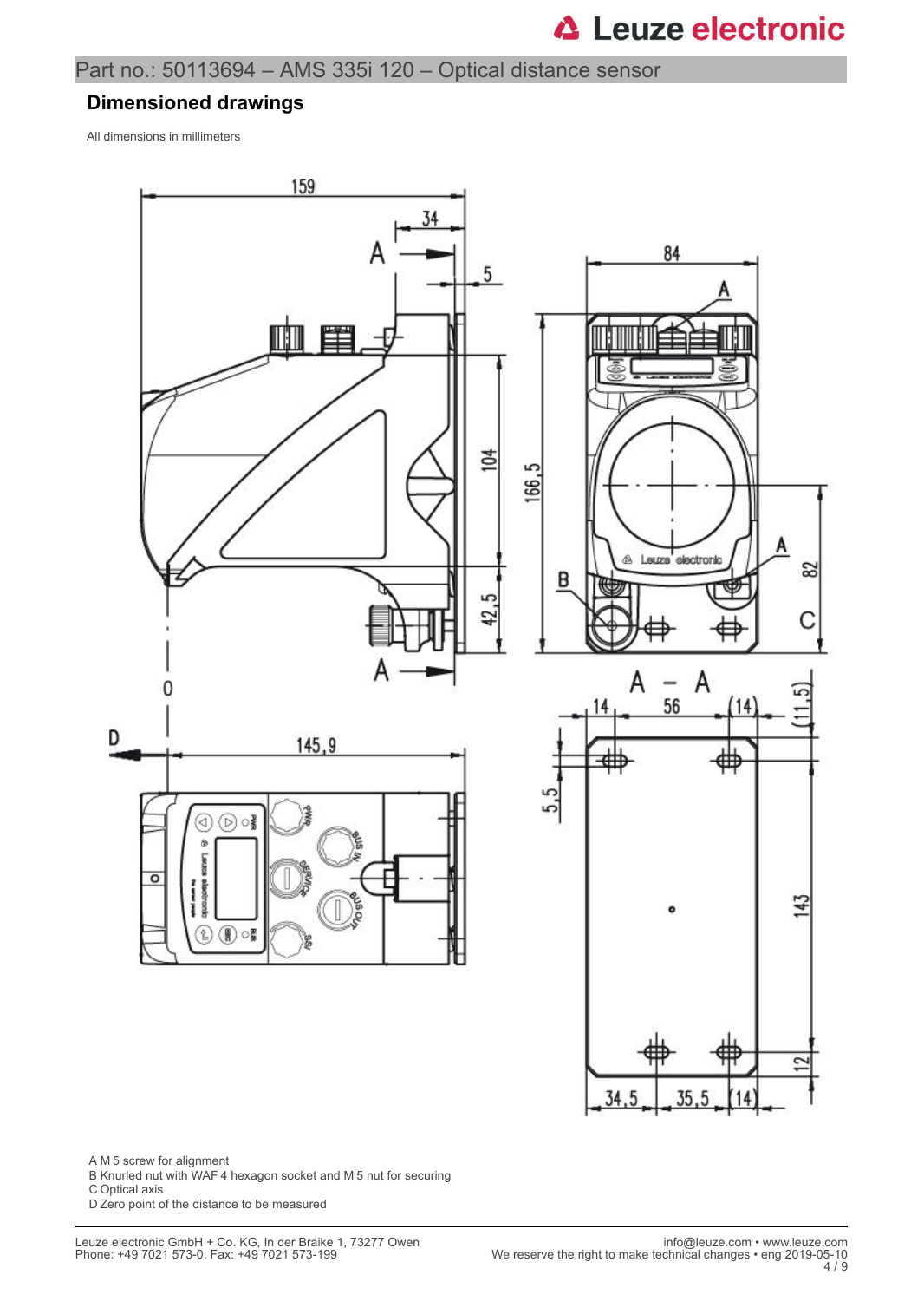## Dimensioned drawings

All dimensions in millimeters

A M 5 screw for alignment
B Knurled nut with WAF 4 hexagon socket and M 5 nut for securing
C Optical axis
D Zero point of the distance to be measured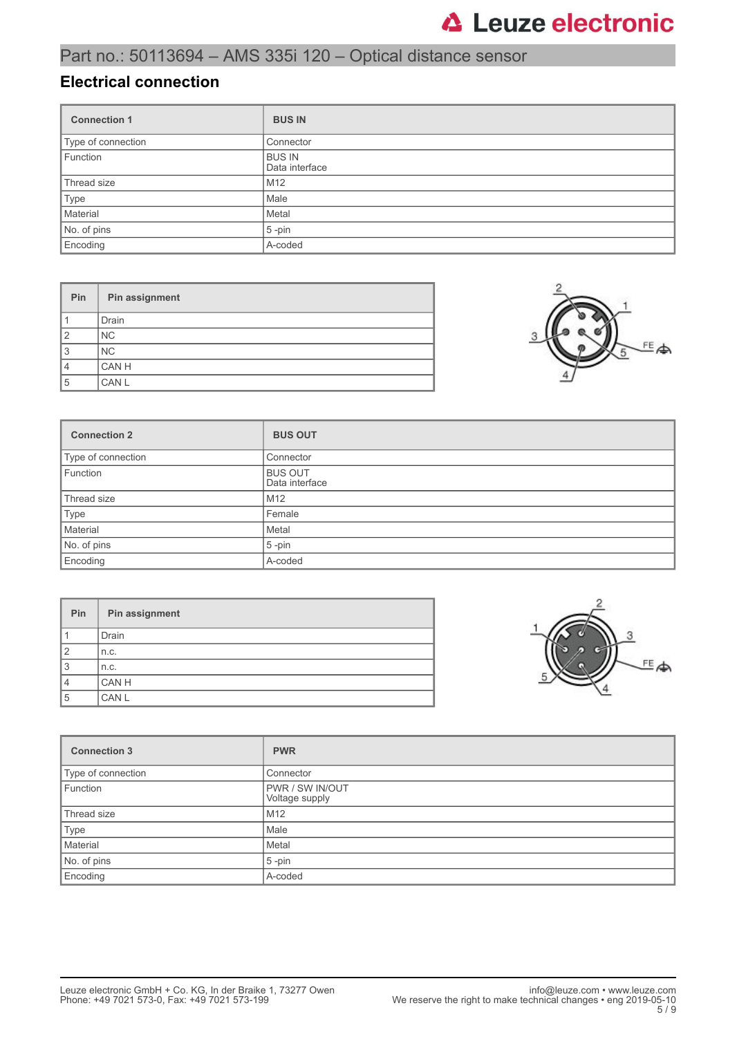# Part no.: 50113694 – AMS 335i 120 – Optical distance sensor

## Electrical connection

| Connection 1 | BUS IN |
|---|---|
| Type of connection | Connector |
| Function | BUS IN<br>Data interface |
| Thread size | M12 |
| Type | Male |
| Material | Metal |
| No. of pins | 5 -pin |
| Encoding | A-coded |

| Pin | Pin assignment |
|---|---|
| 1 | Drain |
| 2 | NC |
| 3 | NC |
| 4 | CAN H |
| 5 | CAN L |

| Connection 2 | BUS OUT |
|---|---|
| Type of connection | Connector |
| Function | BUS OUT<br>Data interface |
| Thread size | M12 |
| Type | Female |
| Material | Metal |
| No. of pins | 5 -pin |
| Encoding | A-coded |

| Pin | Pin assignment |
|---|---|
| 1 | Drain |
| 2 | n.c. |
| 3 | n.c. |
| 4 | CAN H |
| 5 | CAN L |

| Connection 3 | PWR |
|---|---|
| Type of connection | Connector |
| Function | PWR / SW IN/OUT<br>Voltage supply |
| Thread size | M12 |
| Type | Male |
| Material | Metal |
| No. of pins | 5 -pin |
| Encoding | A-coded |

Leuze electronic GmbH + Co. KG, In der Braike 1, 73277 Owen
Phone: +49 7021 573-0, Fax: +49 7021 573-199

info@leuze.com • www.leuze.com
We reserve the right to make technical changes • eng 2019-05-10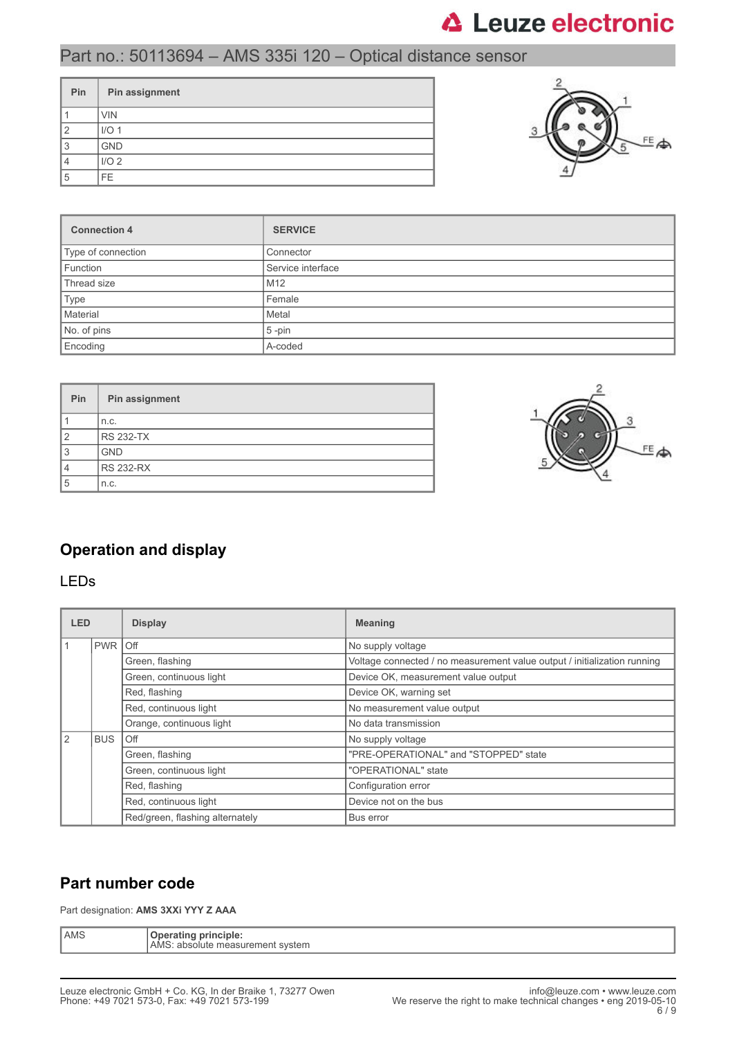| Pin | Pin assignment |
|---|---|
| 1 | VIN |
| 2 | I/O 1 |
| 3 | GND |
| 4 | I/O 2 |
| 5 | FE |

| Connection 4 | SERVICE |
|---|---|
| Type of connection | Connector |
| Function | Service interface |
| Thread size | M12 |
| Type | Female |
| Material | Metal |
| No. of pins | 5 -pin |
| Encoding | A-coded |

| Pin | Pin assignment |
|---|---|
| 1 | n.c. |
| 2 | RS 232-TX |
| 3 | GND |
| 4 | RS 232-RX |
| 5 | n.c. |

## Operation and display

### LEDs

| LED | | Display | Meaning |
|---|---|---|---|
| 1 | PWR | Off | No supply voltage |
| | | Green, flashing | Voltage connected / no measurement value output / initialization running |
| | | Green, continuous light | Device OK, measurement value output |
| | | Red, flashing | Device OK, warning set |
| | | Red, continuous light | No measurement value output |
| | | Orange, continuous light | No data transmission |
| 2 | BUS | Off | No supply voltage |
| | | Green, flashing | "PRE-OPERATIONAL" and "STOPPED" state |
| | | Green, continuous light | "OPERATIONAL" state |
| | | Red, flashing | Configuration error |
| | | Red, continuous light | Device not on the bus |
| | | Red/green, flashing alternately | Bus error |

## Part number code

Part designation: **AMS 3XXi YYY Z AAA**

| AMS | **Operating principle:** AMS: absolute measurement system |
|---|---|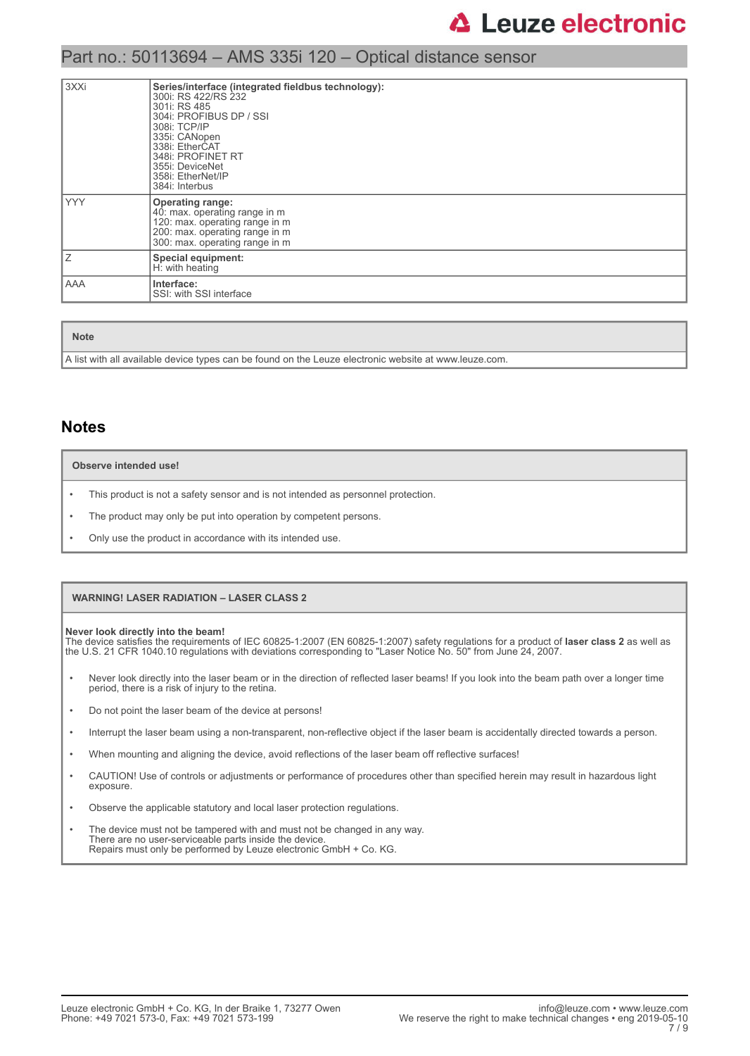| | |
|---|---|
| 3XXi | **Series/interface (integrated fieldbus technology):**<br>300i: RS 422/RS 232<br>301i: RS 485<br>304i: PROFIBUS DP / SSI<br>308i: TCP/IP<br>335i: CANopen<br>338i: EtherCAT<br>348i: PROFINET RT<br>355i: DeviceNet<br>358i: EtherNet/IP<br>384i: Interbus |
| YYY | **Operating range:**<br>40: max. operating range in m<br>120: max. operating range in m<br>200: max. operating range in m<br>300: max. operating range in m |
| Z | **Special equipment:**<br>H: with heating |
| AAA | **Interface:**<br>SSI: with SSI interface |

| Note |
|---|
| A list with all available device types can be found on the Leuze electronic website at www.leuze.com. |

## Notes

**Observe intended use!**

- This product is not a safety sensor and is not intended as personnel protection.
- The product may only be put into operation by competent persons.
- Only use the product in accordance with its intended use.

**WARNING! LASER RADIATION – LASER CLASS 2**

**Never look directly into the beam!**
The device satisfies the requirements of IEC 60825-1:2007 (EN 60825-1:2007) safety regulations for a product of **laser class 2** as well as the U.S. 21 CFR 1040.10 regulations with deviations corresponding to "Laser Notice No. 50" from June 24, 2007.

- Never look directly into the laser beam or in the direction of reflected laser beams! If you look into the beam path over a longer time period, there is a risk of injury to the retina.
- Do not point the laser beam of the device at persons!
- Interrupt the laser beam using a non-transparent, non-reflective object if the laser beam is accidentally directed towards a person.
- When mounting and aligning the device, avoid reflections of the laser beam off reflective surfaces!
- CAUTION! Use of controls or adjustments or performance of procedures other than specified herein may result in hazardous light exposure.
- Observe the applicable statutory and local laser protection regulations.
- The device must not be tampered with and must not be changed in any way.
  There are no user-serviceable parts inside the device.
  Repairs must only be performed by Leuze electronic GmbH + Co. KG.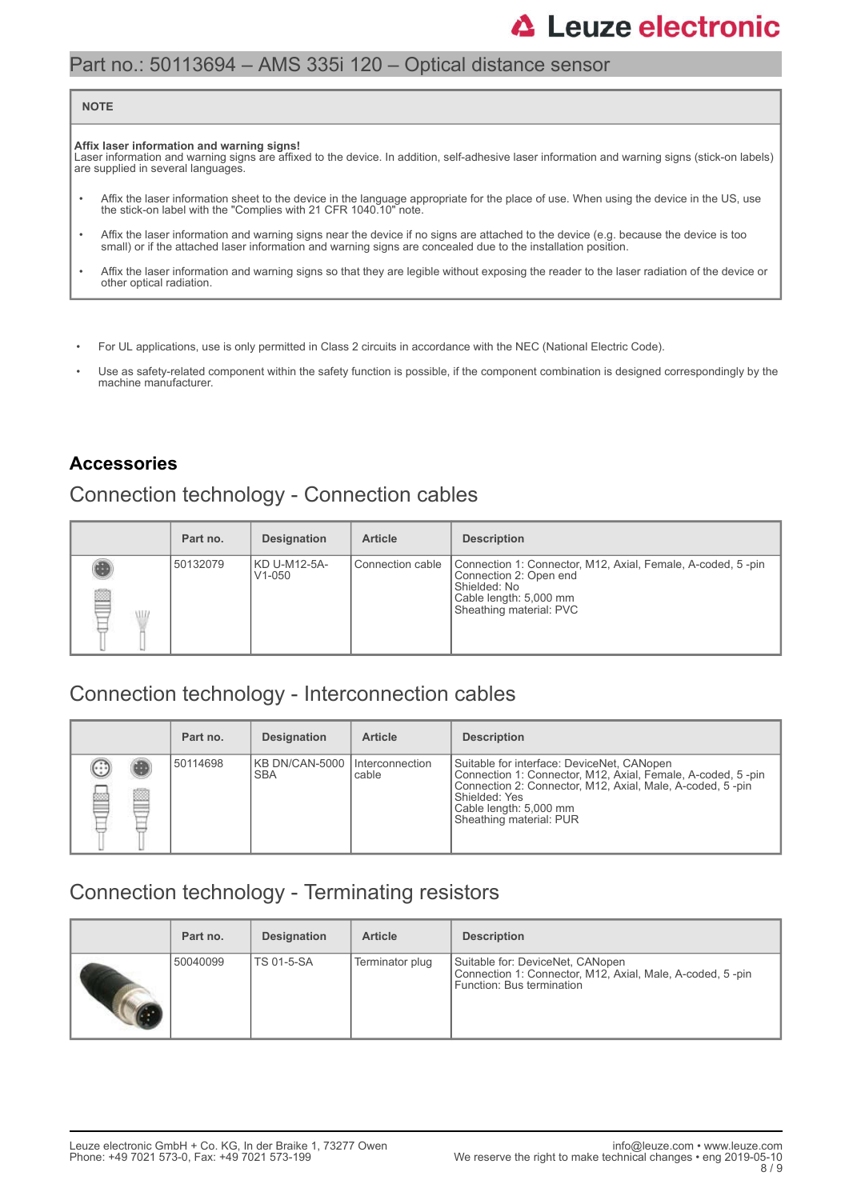| NOTE |
|---|
| **Affix laser information and warning signs!**<br>Laser information and warning signs are affixed to the device. In addition, self-adhesive laser information and warning signs (stick-on labels) are supplied in several languages.<br>• Affix the laser information sheet to the device in the language appropriate for the place of use. When using the device in the US, use the stick-on label with the "Complies with 21 CFR 1040.10" note.<br>• Affix the laser information and warning signs near the device if no signs are attached to the device (e.g. because the device is too small) or if the attached laser information and warning signs are concealed due to the installation position.<br>• Affix the laser information and warning signs so that they are legible without exposing the reader to the laser radiation of the device or other optical radiation. |

- For UL applications, use is only permitted in Class 2 circuits in accordance with the NEC (National Electric Code).
- Use as safety-related component within the safety function is possible, if the component combination is designed correspondingly by the machine manufacturer.

## Accessories

### Connection technology - Connection cables

| | Part no. | Designation | Article | Description |
|---|---|---|---|---|
| | 50132079 | KD U-M12-5A-V1-050 | Connection cable | Connection 1: Connector, M12, Axial, Female, A-coded, 5 -pin<br>Connection 2: Open end<br>Shielded: No<br>Cable length: 5,000 mm<br>Sheathing material: PVC |

### Connection technology - Interconnection cables

| | Part no. | Designation | Article | Description |
|---|---|---|---|---|
| | 50114698 | KB DN/CAN-5000 SBA | Interconnection cable | Suitable for interface: DeviceNet, CANopen<br>Connection 1: Connector, M12, Axial, Female, A-coded, 5 -pin<br>Connection 2: Connector, M12, Axial, Male, A-coded, 5 -pin<br>Shielded: Yes<br>Cable length: 5,000 mm<br>Sheathing material: PUR |

### Connection technology - Terminating resistors

| | Part no. | Designation | Article | Description |
|---|---|---|---|---|
| | 50040099 | TS 01-5-SA | Terminator plug | Suitable for: DeviceNet, CANopen<br>Connection 1: Connector, M12, Axial, Male, A-coded, 5 -pin<br>Function: Bus termination |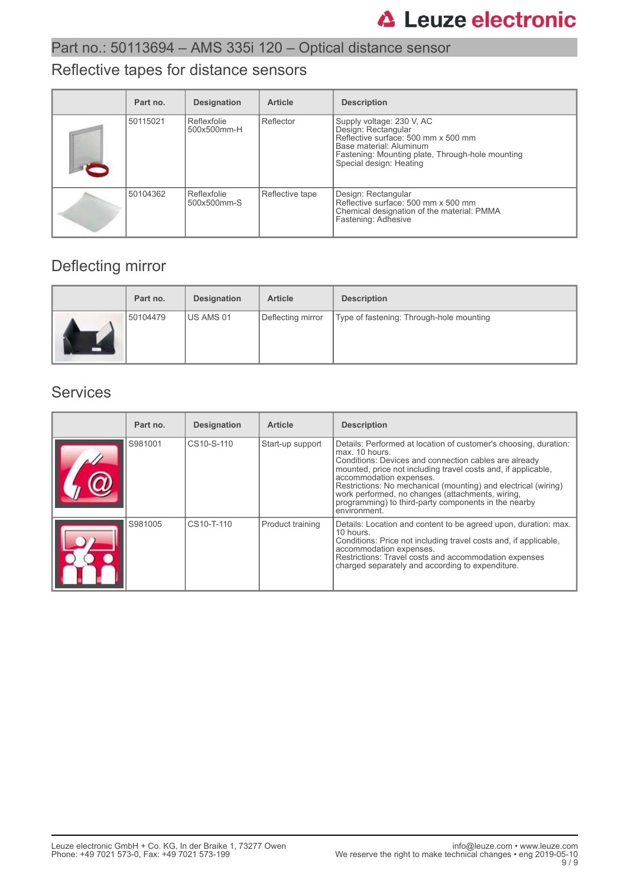## Reflective tapes for distance sensors

| | Part no. | Designation | Article | Description |
|---|---|---|---|---|
| | 50115021 | Reflexfolie 500x500mm-H | Reflector | Supply voltage: 230 V, AC<br>Design: Rectangular<br>Reflective surface: 500 mm x 500 mm<br>Base material: Aluminum<br>Fastening: Mounting plate, Through-hole mounting<br>Special design: Heating |
| | 50104362 | Reflexfolie 500x500mm-S | Reflective tape | Design: Rectangular<br>Reflective surface: 500 mm x 500 mm<br>Chemical designation of the material: PMMA<br>Fastening: Adhesive |

## Deflecting mirror

| | Part no. | Designation | Article | Description |
|---|---|---|---|---|
| | 50104479 | US AMS 01 | Deflecting mirror | Type of fastening: Through-hole mounting |

## Services

| | Part no. | Designation | Article | Description |
|---|---|---|---|---|
| | S981001 | CS10-S-110 | Start-up support | Details: Performed at location of customer's choosing, duration: max. 10 hours.<br>Conditions: Devices and connection cables are already mounted, price not including travel costs and, if applicable, accommodation expenses.<br>Restrictions: No mechanical (mounting) and electrical (wiring) work performed, no changes (attachments, wiring, programming) to third-party components in the nearby environment. |
| | S981005 | CS10-T-110 | Product training | Details: Location and content to be agreed upon, duration: max. 10 hours.<br>Conditions: Price not including travel costs and, if applicable, accommodation expenses.<br>Restrictions: Travel costs and accommodation expenses charged separately and according to expenditure. |